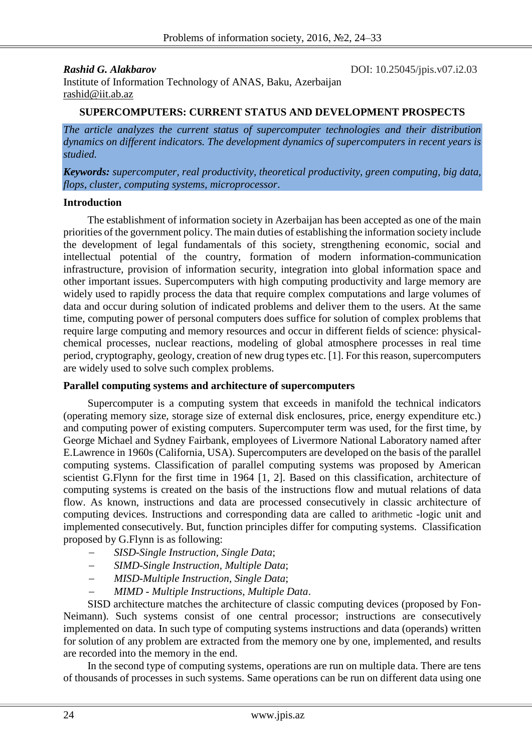**_Rashid G. Alakbarov_** DOI: 10.25045/jpis.v07.i2.03

Institute of Information Technology of ANAS, Baku, Azerbaijan

rashid@iit.ab.az

# SUPERCOMPUTERS: CURRENT STATUS AND DEVELOPMENT PROSPECTS

*The article analyzes the current status of supercomputer technologies and their distribution dynamics on different indicators. The development dynamics of supercomputers in recent years is studied.*

***Keywords:*** *supercomputer, real productivity, theoretical productivity, green computing, big data, flops, cluster, computing systems, microprocessor*.

## Introduction

The establishment of information society in Azerbaijan has been accepted as one of the main priorities of the government policy. The main duties of establishing the information society include the development of legal fundamentals of this society, strengthening economic, social and intellectual potential of the country, formation of modern information-communication infrastructure, provision of information security, integration into global information space and other important issues. Supercomputers with high computing productivity and large memory are widely used to rapidly process the data that require complex computations and large volumes of data and occur during solution of indicated problems and deliver them to the users. At the same time, computing power of personal computers does suffice for solution of complex problems that require large computing and memory resources and occur in different fields of science: physical-chemical processes, nuclear reactions, modeling of global atmosphere processes in real time period, cryptography, geology, creation of new drug types etc. [1]. For this reason, supercomputers are widely used to solve such complex problems.

## Parallel computing systems and architecture of supercomputers

Supercomputer is a computing system that exceeds in manifold the technical indicators (operating memory size, storage size of external disk enclosures, price, energy expenditure etc.) and computing power of existing computers. Supercomputer term was used, for the first time, by George Michael and Sydney Fairbank, employees of Livermore National Laboratory named after E.Lawrence in 1960s (California, USA). Supercomputers are developed on the basis of the parallel computing systems. Classification of parallel computing systems was proposed by American scientist G.Flynn for the first time in 1964 [1, 2]. Based on this classification, architecture of computing systems is created on the basis of the instructions flow and mutual relations of data flow. As known, instructions and data are processed consecutively in classic architecture of computing devices. Instructions and corresponding data are called to arithmetic -logic unit and implemented consecutively. But, function principles differ for computing systems. Classification proposed by G.Flynn is as following:

- *SISD-Single Instruction, Single Data*;
- *SIMD-Single Instruction, Multiple Data*;
- *MISD-Multiple Instruction, Single Data*;
- *MIMD - Multiple Instructions, Multiple Data*.

SISD architecture matches the architecture of classic computing devices (proposed by Fon-Neimann). Such systems consist of one central processor; instructions are consecutively implemented on data. In such type of computing systems instructions and data (operands) written for solution of any problem are extracted from the memory one by one, implemented, and results are recorded into the memory in the end.

In the second type of computing systems, operations are run on multiple data. There are tens of thousands of processes in such systems. Same operations can be run on different data using one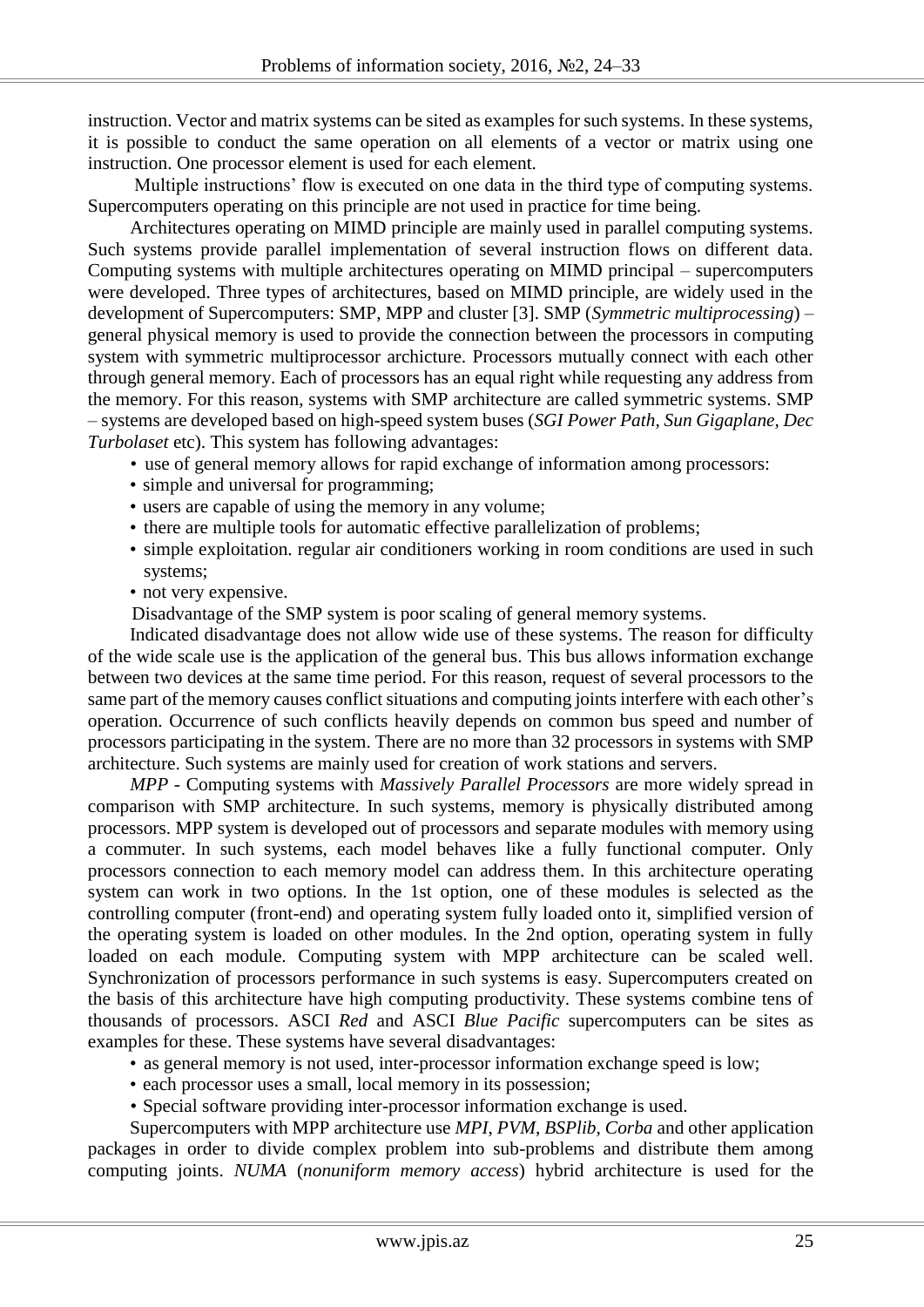instruction. Vector and matrix systems can be sited as examples for such systems. In these systems, it is possible to conduct the same operation on all elements of a vector or matrix using one instruction. One processor element is used for each element.

Multiple instructions' flow is executed on one data in the third type of computing systems. Supercomputers operating on this principle are not used in practice for time being.

Architectures operating on MIMD principle are mainly used in parallel computing systems. Such systems provide parallel implementation of several instruction flows on different data. Computing systems with multiple architectures operating on MIMD principal – supercomputers were developed. Three types of architectures, based on MIMD principle, are widely used in the development of Supercomputers: SMP, MPP and cluster [3]. SMP (*Symmetric multiprocessing*) – general physical memory is used to provide the connection between the processors in computing system with symmetric multiprocessor archicture. Processors mutually connect with each other through general memory. Each of processors has an equal right while requesting any address from the memory. For this reason, systems with SMP architecture are called symmetric systems. SMP – systems are developed based on high-speed system buses (*SGI Power Path, Sun Gigaplane, Dec Turbolaset* etc). This system has following advantages:

- use of general memory allows for rapid exchange of information among processors:
- simple and universal for programming;
- users are capable of using the memory in any volume;
- there are multiple tools for automatic effective parallelization of problems;
- simple exploitation. regular air conditioners working in room conditions are used in such systems;
- not very expensive.

Disadvantage of the SMP system is poor scaling of general memory systems.

Indicated disadvantage does not allow wide use of these systems. The reason for difficulty of the wide scale use is the application of the general bus. This bus allows information exchange between two devices at the same time period. For this reason, request of several processors to the same part of the memory causes conflict situations and computing joints interfere with each other's operation. Occurrence of such conflicts heavily depends on common bus speed and number of processors participating in the system. There are no more than 32 processors in systems with SMP architecture. Such systems are mainly used for creation of work stations and servers.

*MPP* - Computing systems with *Massively Parallel Processors* are more widely spread in comparison with SMP architecture. In such systems, memory is physically distributed among processors. MPP system is developed out of processors and separate modules with memory using a commuter. In such systems, each model behaves like a fully functional computer. Only processors connection to each memory model can address them. In this architecture operating system can work in two options. In the 1st option, one of these modules is selected as the controlling computer (front-end) and operating system fully loaded onto it, simplified version of the operating system is loaded on other modules. In the 2nd option, operating system in fully loaded on each module. Computing system with MPP architecture can be scaled well. Synchronization of processors performance in such systems is easy. Supercomputers created on the basis of this architecture have high computing productivity. These systems combine tens of thousands of processors. ASCI *Red* and ASCI *Blue Pacific* supercomputers can be sites as examples for these. These systems have several disadvantages:

- as general memory is not used, inter-processor information exchange speed is low;
- each processor uses a small, local memory in its possession;
- Special software providing inter-processor information exchange is used.

Supercomputers with MPP architecture use *MPI, PVM, BSPlib, Corba* and other application packages in order to divide complex problem into sub-problems and distribute them among computing joints. *NUMA* (*nonuniform memory access*) hybrid architecture is used for the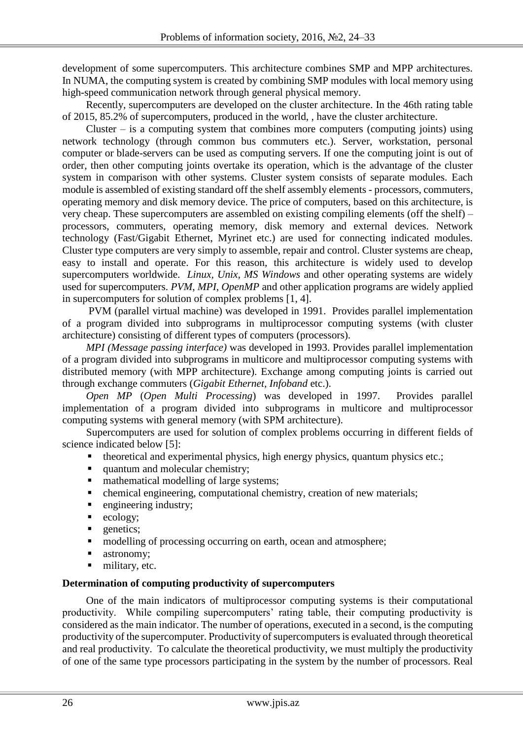development of some supercomputers. This architecture combines SMP and MPP architectures. In NUMA, the computing system is created by combining SMP modules with local memory using high-speed communication network through general physical memory.

Recently, supercomputers are developed on the cluster architecture. In the 46th rating table of 2015, 85.2% of supercomputers, produced in the world, , have the cluster architecture.

Cluster – is a computing system that combines more computers (computing joints) using network technology (through common bus commuters etc.). Server, workstation, personal computer or blade-servers can be used as computing servers. If one the computing joint is out of order, then other computing joints overtake its operation, which is the advantage of the cluster system in comparison with other systems. Cluster system consists of separate modules. Each module is assembled of existing standard off the shelf assembly elements - processors, commuters, operating memory and disk memory device. The price of computers, based on this architecture, is very cheap. These supercomputers are assembled on existing compiling elements (off the shelf) – processors, commuters, operating memory, disk memory and external devices. Network technology (Fast/Gigabit Ethernet, Myrinet etc.) are used for connecting indicated modules. Cluster type computers are very simply to assemble, repair and control. Cluster systems are cheap, easy to install and operate. For this reason, this architecture is widely used to develop supercomputers worldwide. *Linux, Unix, MS Windows* and other operating systems are widely used for supercomputers. *PVM, MPI, OpenMP* and other application programs are widely applied in supercomputers for solution of complex problems [1, 4].

PVM (parallel virtual machine) was developed in 1991. Provides parallel implementation of a program divided into subprograms in multiprocessor computing systems (with cluster architecture) consisting of different types of computers (processors).

*MPI (Message passing interface)* was developed in 1993. Provides parallel implementation of a program divided into subprograms in multicore and multiprocessor computing systems with distributed memory (with MPP architecture). Exchange among computing joints is carried out through exchange commuters (*Gigabit Ethernet, Infoband* etc.).

*Open MP* (*Open Multi Processing*) was developed in 1997. Provides parallel implementation of a program divided into subprograms in multicore and multiprocessor computing systems with general memory (with SPM architecture).

Supercomputers are used for solution of complex problems occurring in different fields of science indicated below [5]:

- theoretical and experimental physics, high energy physics, quantum physics etc.;
- quantum and molecular chemistry;
- mathematical modelling of large systems;
- chemical engineering, computational chemistry, creation of new materials;
- engineering industry;
- ecology;
- genetics;
- modelling of processing occurring on earth, ocean and atmosphere;
- astronomy;
- military, etc.

**Determination of computing productivity of supercomputers**

One of the main indicators of multiprocessor computing systems is their computational productivity. While compiling supercomputers' rating table, their computing productivity is considered as the main indicator. The number of operations, executed in a second, is the computing productivity of the supercomputer. Productivity of supercomputers is evaluated through theoretical and real productivity. To calculate the theoretical productivity, we must multiply the productivity of one of the same type processors participating in the system by the number of processors. Real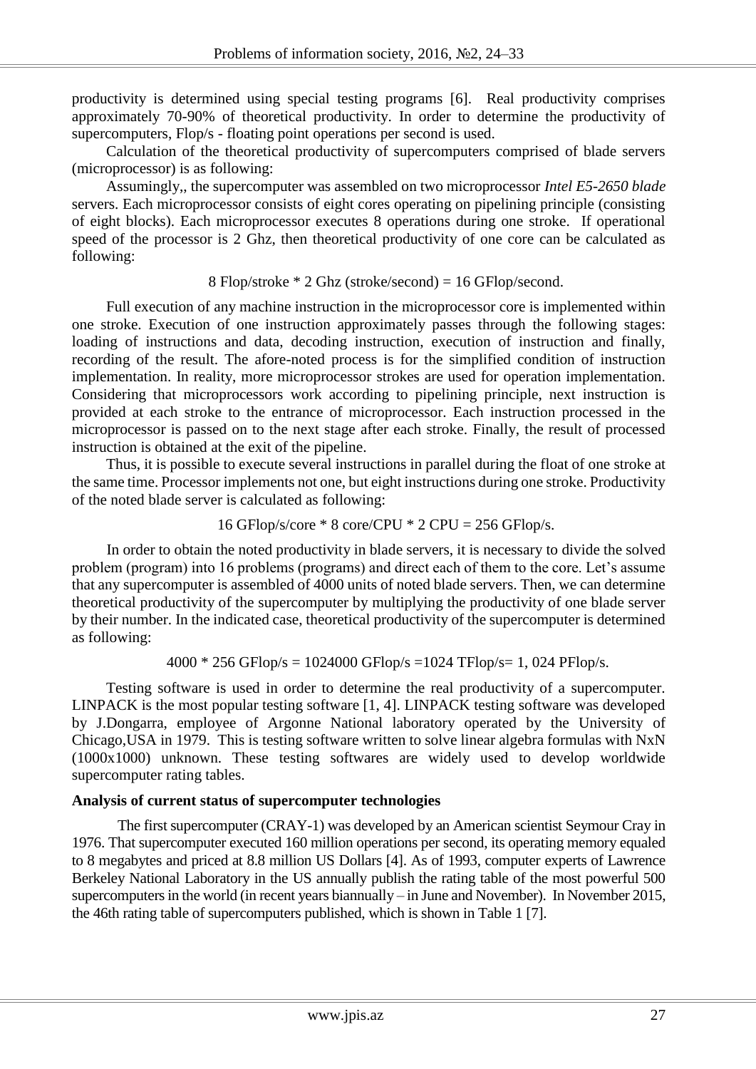productivity is determined using special testing programs [6]. Real productivity comprises approximately 70-90% of theoretical productivity. In order to determine the productivity of supercomputers, Flop/s - floating point operations per second is used.

Calculation of the theoretical productivity of supercomputers comprised of blade servers (microprocessor) is as following:

Assumingly,, the supercomputer was assembled on two microprocessor *Intel E5-2650 blade* servers. Each microprocessor consists of eight cores operating on pipelining principle (consisting of eight blocks). Each microprocessor executes 8 operations during one stroke. If operational speed of the processor is 2 Ghz, then theoretical productivity of one core can be calculated as following:

8 Flop/stroke * 2 Ghz (stroke/second) = 16 GFlop/second.

Full execution of any machine instruction in the microprocessor core is implemented within one stroke. Execution of one instruction approximately passes through the following stages: loading of instructions and data, decoding instruction, execution of instruction and finally, recording of the result. The afore-noted process is for the simplified condition of instruction implementation. In reality, more microprocessor strokes are used for operation implementation. Considering that microprocessors work according to pipelining principle, next instruction is provided at each stroke to the entrance of microprocessor. Each instruction processed in the microprocessor is passed on to the next stage after each stroke. Finally, the result of processed instruction is obtained at the exit of the pipeline.

Thus, it is possible to execute several instructions in parallel during the float of one stroke at the same time. Processor implements not one, but eight instructions during one stroke. Productivity of the noted blade server is calculated as following:

16 GFlop/s/core * 8 core/CPU * 2 CPU = 256 GFlop/s.

In order to obtain the noted productivity in blade servers, it is necessary to divide the solved problem (program) into 16 problems (programs) and direct each of them to the core. Let's assume that any supercomputer is assembled of 4000 units of noted blade servers. Then, we can determine theoretical productivity of the supercomputer by multiplying the productivity of one blade server by their number. In the indicated case, theoretical productivity of the supercomputer is determined as following:

4000 * 256 GFlop/s = 1024000 GFlop/s =1024 TFlop/s= 1, 024 PFlop/s.

Testing software is used in order to determine the real productivity of a supercomputer. LINPACK is the most popular testing software [1, 4]. LINPACK testing software was developed by J.Dongarra, employee of Argonne National laboratory operated by the University of Chicago,USA in 1979. This is testing software written to solve linear algebra formulas with NxN (1000x1000) unknown. These testing softwares are widely used to develop worldwide supercomputer rating tables.

**Analysis of current status of supercomputer technologies**

The first supercomputer (CRAY-1) was developed by an American scientist Seymour Cray in 1976. That supercomputer executed 160 million operations per second, its operating memory equaled to 8 megabytes and priced at 8.8 million US Dollars [4]. As of 1993, computer experts of Lawrence Berkeley National Laboratory in the US annually publish the rating table of the most powerful 500 supercomputers in the world (in recent years biannually – in June and November). In November 2015, the 46th rating table of supercomputers published, which is shown in Table 1 [7].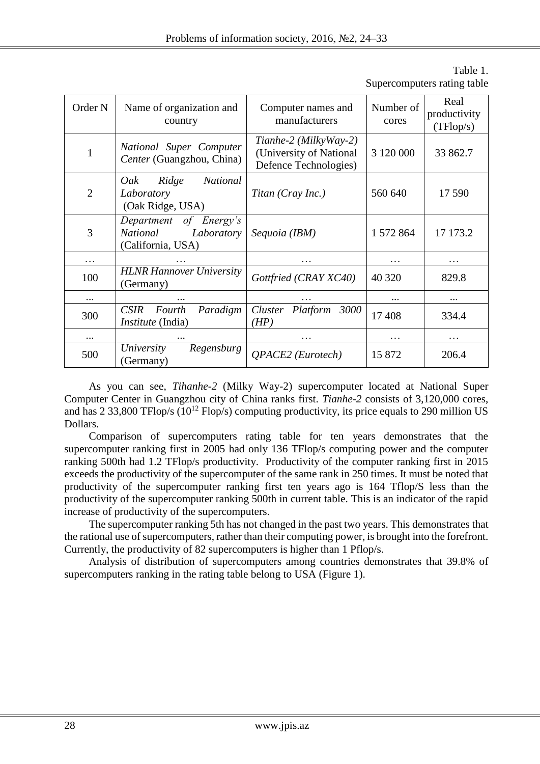Table 1.
Supercomputers rating table

| Order N | Name of organization and country | Computer names and manufacturers | Number of cores | Real productivity (TFlop/s) |
|---|---|---|---|---|
| 1 | *National Super Computer Center* (Guangzhou, China) | *Tianhe-2 (MilkyWay-2)* (University of National Defence Technologies) | 3 120 000 | 33 862.7 |
| 2 | *Oak Ridge National Laboratory* (Oak Ridge, USA) | *Titan (Cray Inc.)* | 560 640 | 17 590 |
| 3 | *Department of Energy's National Laboratory* (California, USA) | *Sequoia (IBM)* | 1 572 864 | 17 173.2 |
| … | … | … | … | … |
| 100 | *HLNR Hannover University* (Germany) | *Gottfried (CRAY XC40)* | 40 320 | 829.8 |
| ... | ... | … | ... | ... |
| 300 | *CSIR Fourth Paradigm Institute* (India) | *Cluster Platform 3000 (HP)* | 17 408 | 334.4 |
| ... | ... | … | … | … |
| 500 | *University Regensburg* (Germany) | *QPACE2 (Eurotech)* | 15 872 | 206.4 |

As you can see, *Tihanhe-2* (Milky Way-2) supercomputer located at National Super Computer Center in Guangzhou city of China ranks first. *Tianhe-2* consists of 3,120,000 cores, and has 2 33,800 TFlop/s ($10^{12}$ Flop/s) computing productivity, its price equals to 290 million US Dollars.

Comparison of supercomputers rating table for ten years demonstrates that the supercomputer ranking first in 2005 had only 136 TFlop/s computing power and the computer ranking 500th had 1.2 TFlop/s productivity. Productivity of the computer ranking first in 2015 exceeds the productivity of the supercomputer of the same rank in 250 times. It must be noted that productivity of the supercomputer ranking first ten years ago is 164 Tflop/S less than the productivity of the supercomputer ranking 500th in current table. This is an indicator of the rapid increase of productivity of the supercomputers.

The supercomputer ranking 5th has not changed in the past two years. This demonstrates that the rational use of supercomputers, rather than their computing power, is brought into the forefront. Currently, the productivity of 82 supercomputers is higher than 1 Pflop/s.

Analysis of distribution of supercomputers among countries demonstrates that 39.8% of supercomputers ranking in the rating table belong to USA (Figure 1).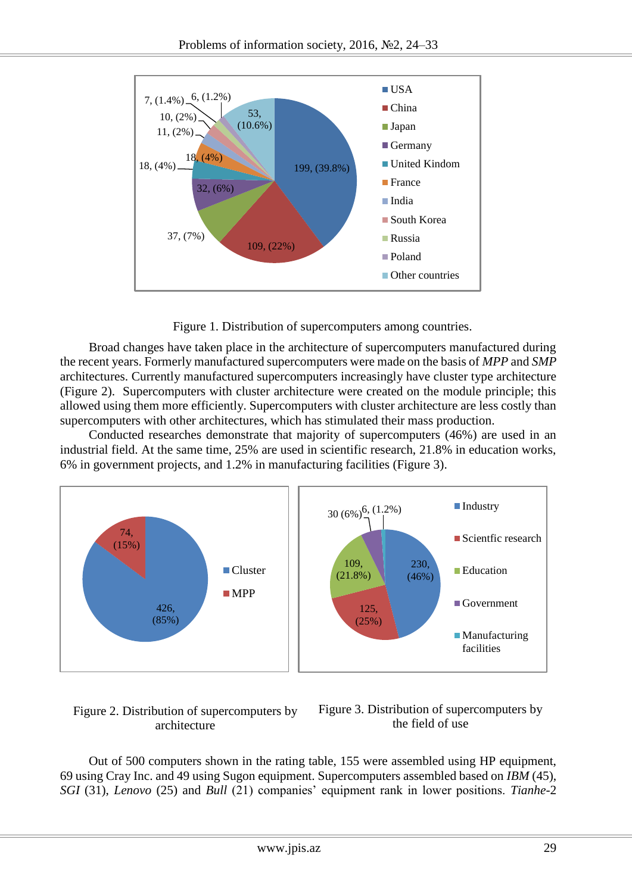Figure 1. Distribution of supercomputers among countries.

Broad changes have taken place in the architecture of supercomputers manufactured during the recent years. Formerly manufactured supercomputers were made on the basis of *MPP* and *SMP* architectures. Currently manufactured supercomputers increasingly have cluster type architecture (Figure 2). Supercomputers with cluster architecture were created on the module principle; this allowed using them more efficiently. Supercomputers with cluster architecture are less costly than supercomputers with other architectures, which has stimulated their mass production.

Conducted researches demonstrate that majority of supercomputers (46%) are used in an industrial field. At the same time, 25% are used in scientific research, 21.8% in education works, 6% in government projects, and 1.2% in manufacturing facilities (Figure 3).

Figure 2. Distribution of supercomputers by architecture

Figure 3. Distribution of supercomputers by the field of use

Out of 500 computers shown in the rating table, 155 were assembled using HP equipment, 69 using Cray Inc. and 49 using Sugon equipment. Supercomputers assembled based on *IBM* (45), *SGI* (31), *Lenovo* (25) and *Bull* (21) companies' equipment rank in lower positions. *Tianhe*-2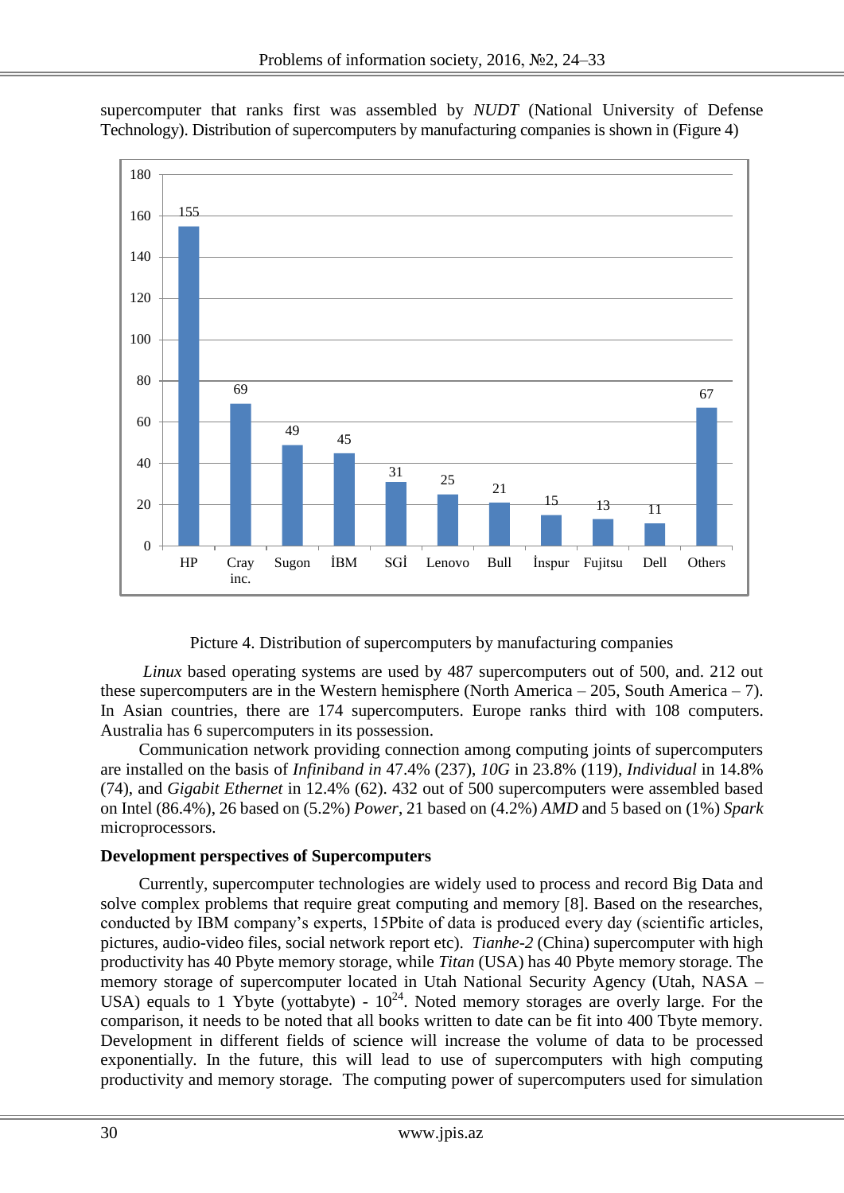supercomputer that ranks first was assembled by *NUDT* (National University of Defense Technology). Distribution of supercomputers by manufacturing companies is shown in (Figure 4)

| Company | Number |
|---|---|
| HP | 155 |
| Cray inc. | 69 |
| Sugon | 49 |
| İBM | 45 |
| SGİ | 31 |
| Lenovo | 25 |
| Bull | 21 |
| İnspur | 15 |
| Fujitsu | 13 |
| Dell | 11 |
| Others | 67 |

Picture 4. Distribution of supercomputers by manufacturing companies

*Linux* based operating systems are used by 487 supercomputers out of 500, and. 212 out these supercomputers are in the Western hemisphere (North America – 205, South America – 7). In Asian countries, there are 174 supercomputers. Europe ranks third with 108 computers. Australia has 6 supercomputers in its possession.

Communication network providing connection among computing joints of supercomputers are installed on the basis of *Infiniband in* 47.4% (237), *10G* in 23.8% (119), *Individual* in 14.8% (74), and *Gigabit Ethernet* in 12.4% (62). 432 out of 500 supercomputers were assembled based on Intel (86.4%), 26 based on (5.2%) *Power*, 21 based on (4.2%) *AMD* and 5 based on (1%) *Spark* microprocessors.

**Development perspectives of Supercomputers**

Currently, supercomputer technologies are widely used to process and record Big Data and solve complex problems that require great computing and memory [8]. Based on the researches, conducted by IBM company's experts, 15Pbite of data is produced every day (scientific articles, pictures, audio-video files, social network report etc). *Tianhe-2* (China) supercomputer with high productivity has 40 Pbyte memory storage, while *Titan* (USA) has 40 Pbyte memory storage. The memory storage of supercomputer located in Utah National Security Agency (Utah, NASA – USA) equals to 1 Ybyte (yottabyte) - $10^{24}$. Noted memory storages are overly large. For the comparison, it needs to be noted that all books written to date can be fit into 400 Tbyte memory. Development in different fields of science will increase the volume of data to be processed exponentially. In the future, this will lead to use of supercomputers with high computing productivity and memory storage. The computing power of supercomputers used for simulation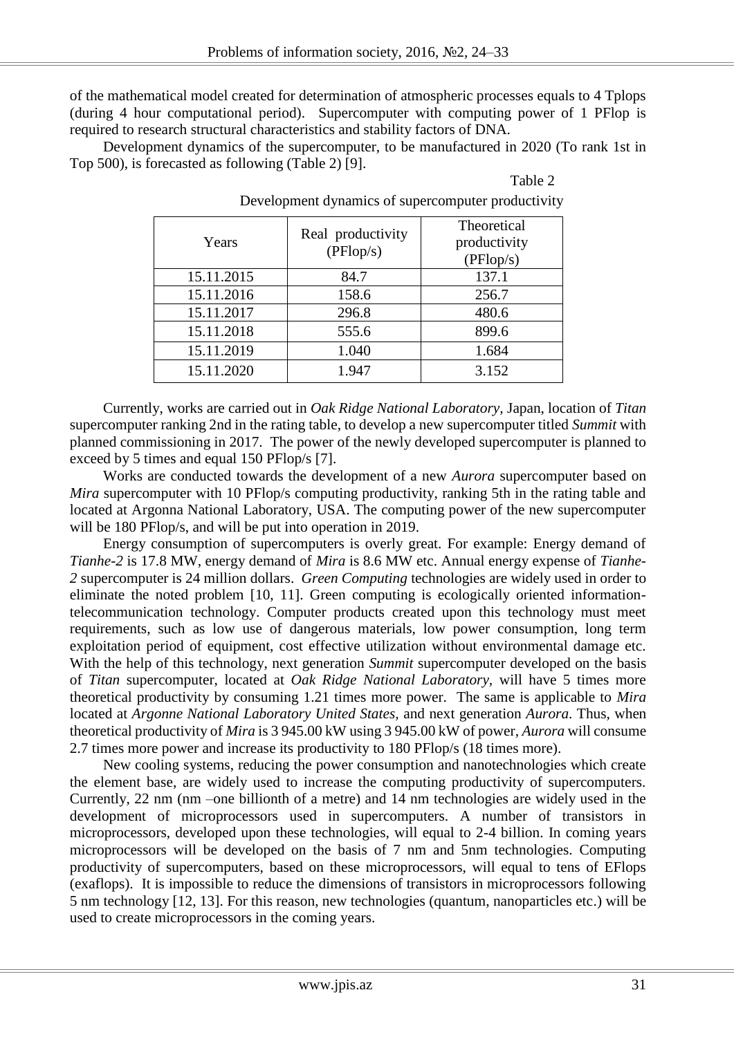of the mathematical model created for determination of atmospheric processes equals to 4 Tplops (during 4 hour computational period). Supercomputer with computing power of 1 PFlop is required to research structural characteristics and stability factors of DNA.

Development dynamics of the supercomputer, to be manufactured in 2020 (To rank 1st in Top 500), is forecasted as following (Table 2) [9].

Table 2

Development dynamics of supercomputer productivity

| Years | Real productivity (PFlop/s) | Theoretical productivity (PFlop/s) |
|---|---|---|
| 15.11.2015 | 84.7 | 137.1 |
| 15.11.2016 | 158.6 | 256.7 |
| 15.11.2017 | 296.8 | 480.6 |
| 15.11.2018 | 555.6 | 899.6 |
| 15.11.2019 | 1.040 | 1.684 |
| 15.11.2020 | 1.947 | 3.152 |

Currently, works are carried out in *Oak Ridge National Laboratory*, Japan, location of *Titan* supercomputer ranking 2nd in the rating table, to develop a new supercomputer titled *Summit* with planned commissioning in 2017. The power of the newly developed supercomputer is planned to exceed by 5 times and equal 150 PFlop/s [7].

Works are conducted towards the development of a new *Aurora* supercomputer based on *Mira* supercomputer with 10 PFlop/s computing productivity, ranking 5th in the rating table and located at Argonna National Laboratory, USA. The computing power of the new supercomputer will be 180 PFlop/s, and will be put into operation in 2019.

Energy consumption of supercomputers is overly great. For example: Energy demand of *Tianhe-2* is 17.8 MW, energy demand of *Mira* is 8.6 MW etc. Annual energy expense of *Tianhe-2* supercomputer is 24 million dollars. *Green Computing* technologies are widely used in order to eliminate the noted problem [10, 11]. Green computing is ecologically oriented information-telecommunication technology. Computer products created upon this technology must meet requirements, such as low use of dangerous materials, low power consumption, long term exploitation period of equipment, cost effective utilization without environmental damage etc. With the help of this technology, next generation *Summit* supercomputer developed on the basis of *Titan* supercomputer, located at *Oak Ridge National Laboratory*, will have 5 times more theoretical productivity by consuming 1.21 times more power. The same is applicable to *Mira* located at *Argonne National Laboratory United States*, and next generation *Aurora*. Thus, when theoretical productivity of *Mira* is 3 945.00 kW using 3 945.00 kW of power, *Aurora* will consume 2.7 times more power and increase its productivity to 180 PFlop/s (18 times more).

New cooling systems, reducing the power consumption and nanotechnologies which create the element base, are widely used to increase the computing productivity of supercomputers. Currently, 22 nm (nm –one billionth of a metre) and 14 nm technologies are widely used in the development of microprocessors used in supercomputers. A number of transistors in microprocessors, developed upon these technologies, will equal to 2-4 billion. In coming years microprocessors will be developed on the basis of 7 nm and 5nm technologies. Computing productivity of supercomputers, based on these microprocessors, will equal to tens of EFlops (exaflops). It is impossible to reduce the dimensions of transistors in microprocessors following 5 nm technology [12, 13]. For this reason, new technologies (quantum, nanoparticles etc.) will be used to create microprocessors in the coming years.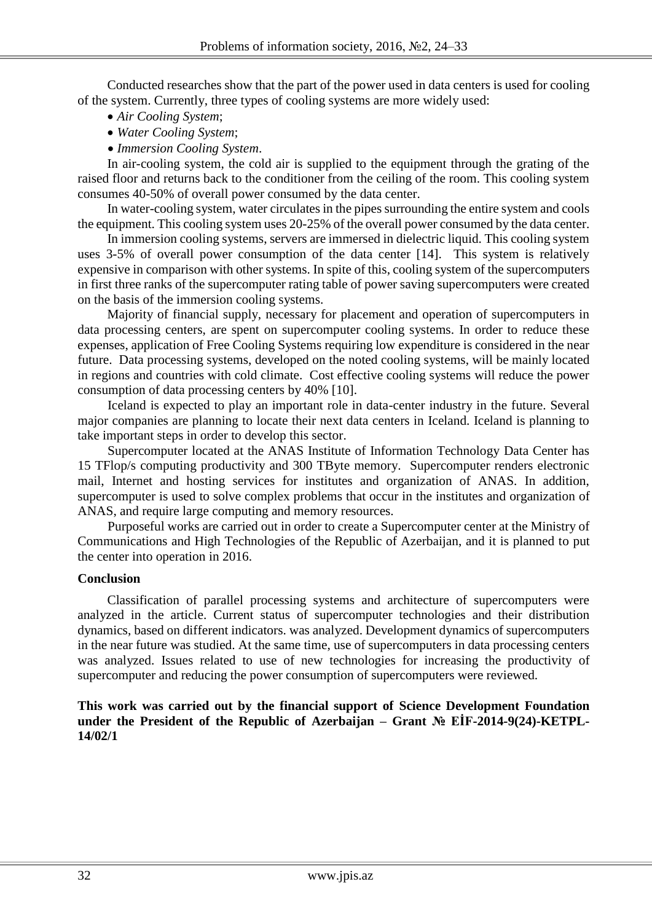Conducted researches show that the part of the power used in data centers is used for cooling of the system. Currently, three types of cooling systems are more widely used:

- *Air Cooling System*;
- *Water Cooling System*;
- *Immersion Cooling System*.

In air-cooling system, the cold air is supplied to the equipment through the grating of the raised floor and returns back to the conditioner from the ceiling of the room. This cooling system consumes 40-50% of overall power consumed by the data center.

In water-cooling system, water circulates in the pipes surrounding the entire system and cools the equipment. This cooling system uses 20-25% of the overall power consumed by the data center.

In immersion cooling systems, servers are immersed in dielectric liquid. This cooling system uses 3-5% of overall power consumption of the data center [14]. This system is relatively expensive in comparison with other systems. In spite of this, cooling system of the supercomputers in first three ranks of the supercomputer rating table of power saving supercomputers were created on the basis of the immersion cooling systems.

Majority of financial supply, necessary for placement and operation of supercomputers in data processing centers, are spent on supercomputer cooling systems. In order to reduce these expenses, application of Free Cooling Systems requiring low expenditure is considered in the near future. Data processing systems, developed on the noted cooling systems, will be mainly located in regions and countries with cold climate. Cost effective cooling systems will reduce the power consumption of data processing centers by 40% [10].

Iceland is expected to play an important role in data-center industry in the future. Several major companies are planning to locate their next data centers in Iceland. Iceland is planning to take important steps in order to develop this sector.

Supercomputer located at the ANAS Institute of Information Technology Data Center has 15 TFlop/s computing productivity and 300 TByte memory. Supercomputer renders electronic mail, Internet and hosting services for institutes and organization of ANAS. In addition, supercomputer is used to solve complex problems that occur in the institutes and organization of ANAS, and require large computing and memory resources.

Purposeful works are carried out in order to create a Supercomputer center at the Ministry of Communications and High Technologies of the Republic of Azerbaijan, and it is planned to put the center into operation in 2016.

## Conclusion

Classification of parallel processing systems and architecture of supercomputers were analyzed in the article. Current status of supercomputer technologies and their distribution dynamics, based on different indicators. was analyzed. Development dynamics of supercomputers in the near future was studied. At the same time, use of supercomputers in data processing centers was analyzed. Issues related to use of new technologies for increasing the productivity of supercomputer and reducing the power consumption of supercomputers were reviewed.

**This work was carried out by the financial support of Science Development Foundation under the President of the Republic of Azerbaijan – Grant № EİF-2014-9(24)-KETPL-14/02/1**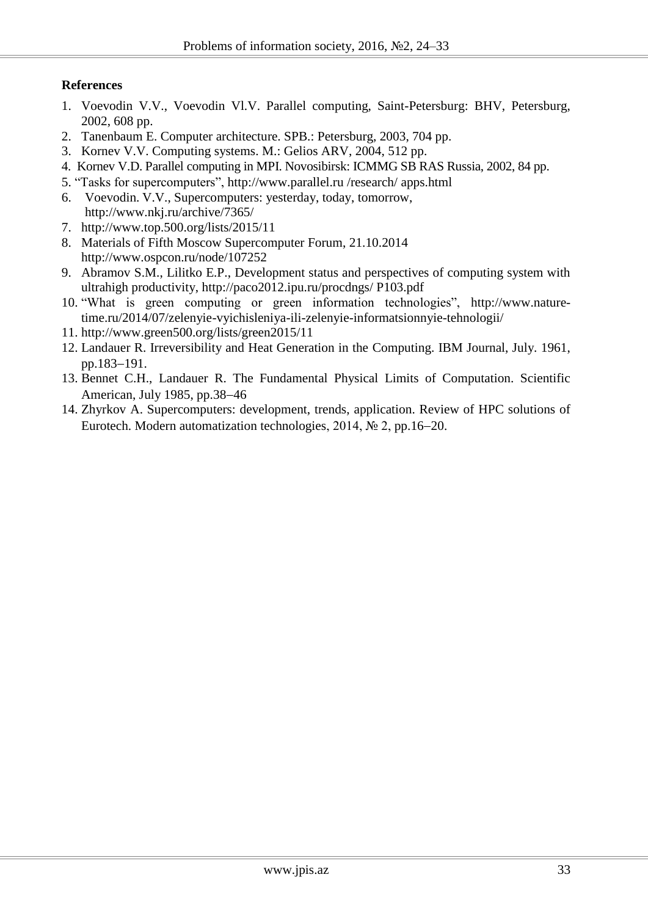**References**

1. Voevodin V.V., Voevodin Vl.V. Parallel computing, Saint-Petersburg: BHV, Petersburg, 2002, 608 pp.
2. Tanenbaum E. Computer architecture. SPB.: Petersburg, 2003, 704 pp.
3. Kornev V.V. Computing systems. M.: Gelios ARV, 2004, 512 pp.
4. Kornev V.D. Parallel computing in MPI. Novosibirsk: ICMMG SB RAS Russia, 2002, 84 pp.
5. "Tasks for supercomputers", http://www.parallel.ru /research/ apps.html
6. Voevodin. V.V., Supercomputers: yesterday, today, tomorrow, http://www.nkj.ru/archive/7365/
7. http://www.top.500.org/lists/2015/11
8. Materials of Fifth Moscow Supercomputer Forum, 21.10.2014 http://www.ospcon.ru/node/107252
9. Abramov S.M., Lilitko E.P., Development status and perspectives of computing system with ultrahigh productivity, http://paco2012.ipu.ru/procdngs/ P103.pdf
10. "What is green computing or green information technologies", http://www.nature-time.ru/2014/07/zelenyie-vyichisleniya-ili-zelenyie-informatsionnyie-tehnologii/
11. http://www.green500.org/lists/green2015/11
12. Landauer R. Irreversibility and Heat Generation in the Computing. IBM Journal, July. 1961, pp.183–191.
13. Bennet C.H., Landauer R. The Fundamental Physical Limits of Computation. Scientific American, July 1985, pp.38–46
14. Zhyrkov A. Supercomputers: development, trends, application. Review of HPC solutions of Eurotech. Modern automatization technologies, 2014, № 2, pp.16–20.